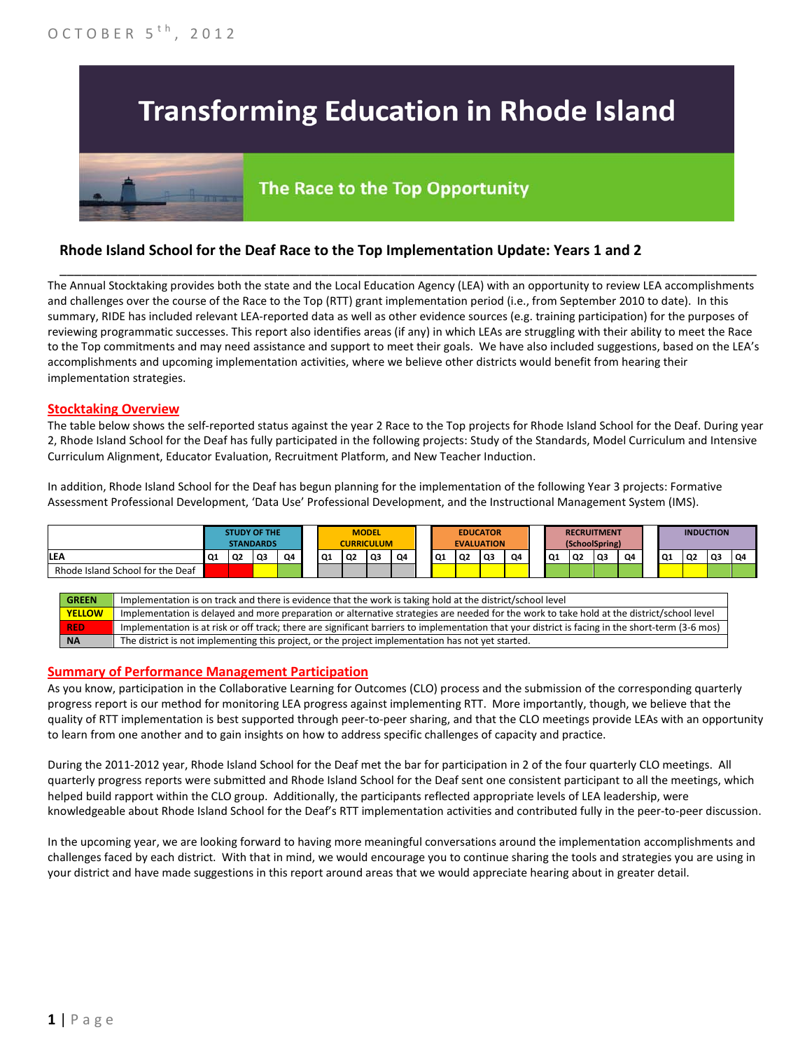OCTOBER 5th, 2012

# Transforming Education in Rhode Island

## The Race to the Top Opportunity

### Rhode Island School for the Deaf Race to the Top Implementation Update: Years 1 and 2

The Annual Stocktaking provides both the state and the Local Education Agency (LEA) with an opportunity to review LEA accomplishments and challenges over the course of the Race to the Top (RTT) grant implementation period (i.e., from September 2010 to date). In this summary, RIDE has included relevant LEA-reported data as well as other evidence sources (e.g. training participation) for the purposes of reviewing programmatic successes. This report also identifies areas (if any) in which LEAs are struggling with their ability to meet the Race to the Top commitments and may need assistance and support to meet their goals. We have also included suggestions, based on the LEA's accomplishments and upcoming implementation activities, where we believe other districts would benefit from hearing their implementation strategies.

#### Stocktaking Overview

The table below shows the self-reported status against the year 2 Race to the Top projects for Rhode Island School for the Deaf. During year 2, Rhode Island School for the Deaf has fully participated in the following projects: Study of the Standards, Model Curriculum and Intensive Curriculum Alignment, Educator Evaluation, Recruitment Platform, and New Teacher Induction.

In addition, Rhode Island School for the Deaf has begun planning for the implementation of the following Year 3 projects: Formative Assessment Professional Development, 'Data Use' Professional Development, and the Instructional Management System (IMS).

| | STUDY OF THE STANDARDS | | | | MODEL CURRICULUM | | | | EDUCATOR EVALUATION | | | | RECRUITMENT (SchoolSpring) | | | | INDUCTION | | | |
|---|---|---|---|---|---|---|---|---|---|---|---|---|---|---|---|---|---|---|---|---|
| LEA | Q1 | Q2 | Q3 | Q4 | Q1 | Q2 | Q3 | Q4 | Q1 | Q2 | Q3 | Q4 | Q1 | Q2 | Q3 | Q4 | Q1 | Q2 | Q3 | Q4 |
| Rhode Island School for the Deaf | Red | Red | Yellow | Green | NA | NA | NA | NA | Yellow | Yellow | Yellow | Yellow | Green | Green | Green | Green | Yellow | Yellow | Green | Green |

| | |
|---|---|
| GREEN | Implementation is on track and there is evidence that the work is taking hold at the district/school level |
| YELLOW | Implementation is delayed and more preparation or alternative strategies are needed for the work to take hold at the district/school level |
| RED | Implementation is at risk or off track; there are significant barriers to implementation that your district is facing in the short-term (3-6 mos) |
| NA | The district is not implementing this project, or the project implementation has not yet started. |

#### Summary of Performance Management Participation

As you know, participation in the Collaborative Learning for Outcomes (CLO) process and the submission of the corresponding quarterly progress report is our method for monitoring LEA progress against implementing RTT. More importantly, though, we believe that the quality of RTT implementation is best supported through peer-to-peer sharing, and that the CLO meetings provide LEAs with an opportunity to learn from one another and to gain insights on how to address specific challenges of capacity and practice.

During the 2011-2012 year, Rhode Island School for the Deaf met the bar for participation in 2 of the four quarterly CLO meetings. All quarterly progress reports were submitted and Rhode Island School for the Deaf sent one consistent participant to all the meetings, which helped build rapport within the CLO group. Additionally, the participants reflected appropriate levels of LEA leadership, were knowledgeable about Rhode Island School for the Deaf's RTT implementation activities and contributed fully in the peer-to-peer discussion.

In the upcoming year, we are looking forward to having more meaningful conversations around the implementation accomplishments and challenges faced by each district. With that in mind, we would encourage you to continue sharing the tools and strategies you are using in your district and have made suggestions in this report around areas that we would appreciate hearing about in greater detail.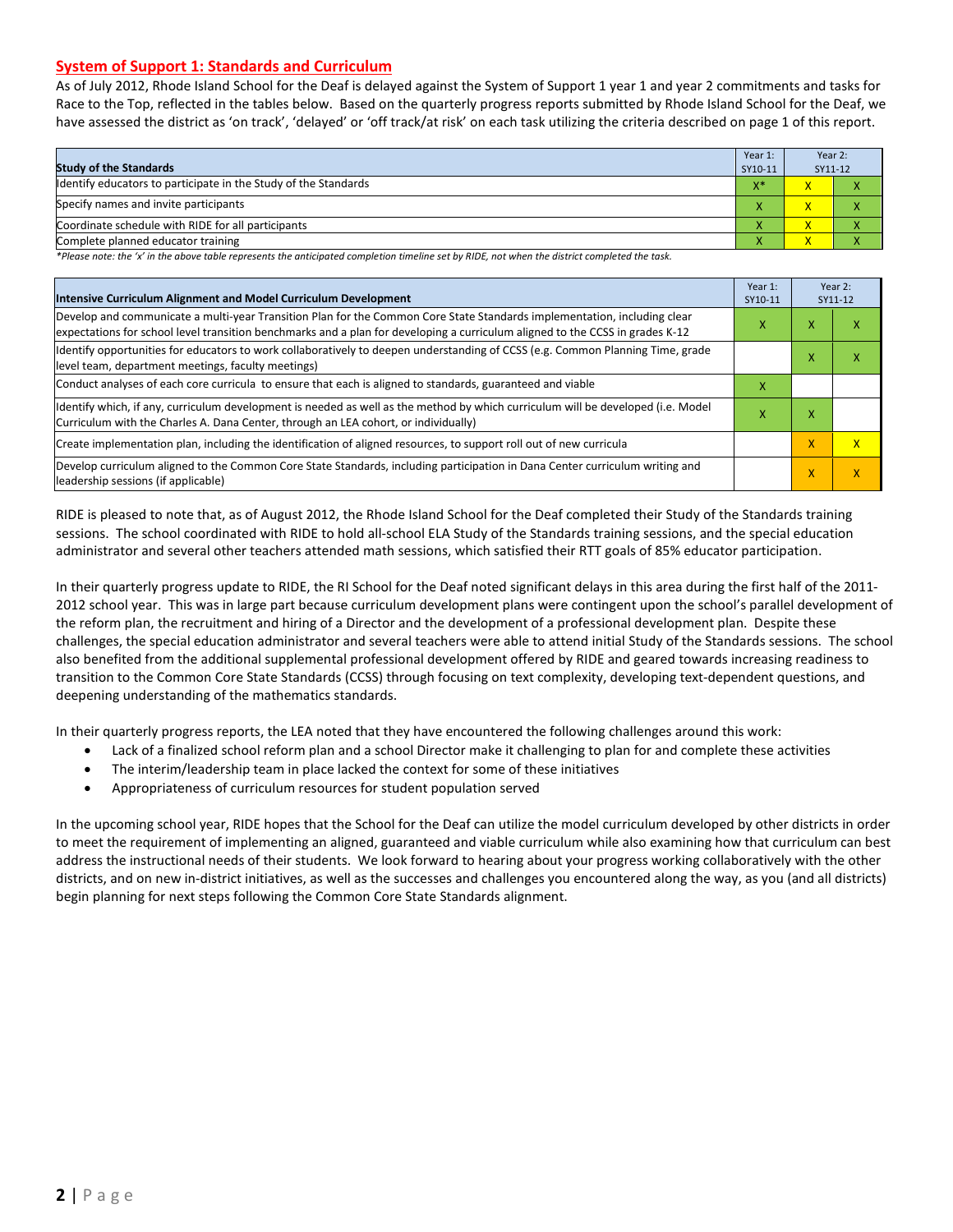## System of Support 1: Standards and Curriculum

As of July 2012, Rhode Island School for the Deaf is delayed against the System of Support 1 year 1 and year 2 commitments and tasks for Race to the Top, reflected in the tables below. Based on the quarterly progress reports submitted by Rhode Island School for the Deaf, we have assessed the district as 'on track', 'delayed' or 'off track/at risk' on each task utilizing the criteria described on page 1 of this report.

| Study of the Standards | Year 1: SY10-11 | Year 2: SY11-12 | |
|---|---|---|---|
| Identify educators to participate in the Study of the Standards | X* | X | X |
| Specify names and invite participants | X | X | X |
| Coordinate schedule with RIDE for all participants | X | X | X |
| Complete planned educator training | X | X | X |

*Please note: the 'x' in the above table represents the anticipated completion timeline set by RIDE, not when the district completed the task.

| Intensive Curriculum Alignment and Model Curriculum Development | Year 1: SY10-11 | Year 2: SY11-12 | |
|---|---|---|---|
| Develop and communicate a multi-year Transition Plan for the Common Core State Standards implementation, including clear expectations for school level transition benchmarks and a plan for developing a curriculum aligned to the CCSS in grades K-12 | X | X | X |
| Identify opportunities for educators to work collaboratively to deepen understanding of CCSS (e.g. Common Planning Time, grade level team, department meetings, faculty meetings) | | X | X |
| Conduct analyses of each core curricula to ensure that each is aligned to standards, guaranteed and viable | X | | |
| Identify which, if any, curriculum development is needed as well as the method by which curriculum will be developed (i.e. Model Curriculum with the Charles A. Dana Center, through an LEA cohort, or individually) | X | X | |
| Create implementation plan, including the identification of aligned resources, to support roll out of new curricula | | X | X |
| Develop curriculum aligned to the Common Core State Standards, including participation in Dana Center curriculum writing and leadership sessions (if applicable) | | X | X |

RIDE is pleased to note that, as of August 2012, the Rhode Island School for the Deaf completed their Study of the Standards training sessions. The school coordinated with RIDE to hold all-school ELA Study of the Standards training sessions, and the special education administrator and several other teachers attended math sessions, which satisfied their RTT goals of 85% educator participation.

In their quarterly progress update to RIDE, the RI School for the Deaf noted significant delays in this area during the first half of the 2011-2012 school year. This was in large part because curriculum development plans were contingent upon the school's parallel development of the reform plan, the recruitment and hiring of a Director and the development of a professional development plan. Despite these challenges, the special education administrator and several teachers were able to attend initial Study of the Standards sessions. The school also benefited from the additional supplemental professional development offered by RIDE and geared towards increasing readiness to transition to the Common Core State Standards (CCSS) through focusing on text complexity, developing text-dependent questions, and deepening understanding of the mathematics standards.

In their quarterly progress reports, the LEA noted that they have encountered the following challenges around this work:

- Lack of a finalized school reform plan and a school Director make it challenging to plan for and complete these activities
- The interim/leadership team in place lacked the context for some of these initiatives
- Appropriateness of curriculum resources for student population served

In the upcoming school year, RIDE hopes that the School for the Deaf can utilize the model curriculum developed by other districts in order to meet the requirement of implementing an aligned, guaranteed and viable curriculum while also examining how that curriculum can best address the instructional needs of their students. We look forward to hearing about your progress working collaboratively with the other districts, and on new in-district initiatives, as well as the successes and challenges you encountered along the way, as you (and all districts) begin planning for next steps following the Common Core State Standards alignment.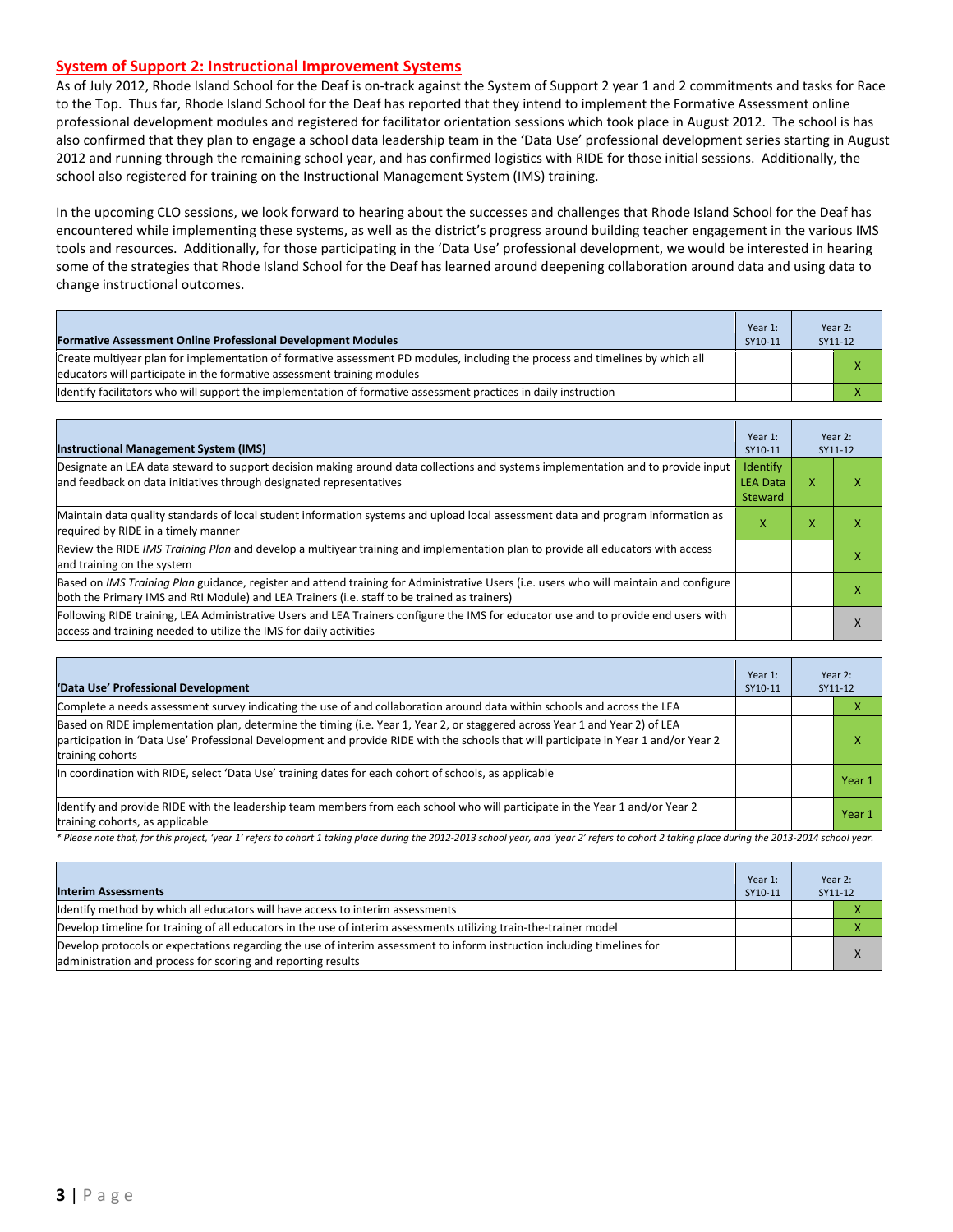## System of Support 2: Instructional Improvement Systems

As of July 2012, Rhode Island School for the Deaf is on-track against the System of Support 2 year 1 and 2 commitments and tasks for Race to the Top. Thus far, Rhode Island School for the Deaf has reported that they intend to implement the Formative Assessment online professional development modules and registered for facilitator orientation sessions which took place in August 2012. The school is has also confirmed that they plan to engage a school data leadership team in the 'Data Use' professional development series starting in August 2012 and running through the remaining school year, and has confirmed logistics with RIDE for those initial sessions. Additionally, the school also registered for training on the Instructional Management System (IMS) training.

In the upcoming CLO sessions, we look forward to hearing about the successes and challenges that Rhode Island School for the Deaf has encountered while implementing these systems, as well as the district's progress around building teacher engagement in the various IMS tools and resources. Additionally, for those participating in the 'Data Use' professional development, we would be interested in hearing some of the strategies that Rhode Island School for the Deaf has learned around deepening collaboration around data and using data to change instructional outcomes.

| Formative Assessment Online Professional Development Modules | Year 1: SY10-11 | Year 2: SY11-12 | |
|---|---|---|---|
| Create multiyear plan for implementation of formative assessment PD modules, including the process and timelines by which all educators will participate in the formative assessment training modules | | | X |
| Identify facilitators who will support the implementation of formative assessment practices in daily instruction | | | X |

| Instructional Management System (IMS) | Year 1: SY10-11 | Year 2: SY11-12 | |
|---|---|---|---|
| Designate an LEA data steward to support decision making around data collections and systems implementation and to provide input and feedback on data initiatives through designated representatives | Identify LEA Data Steward | X | X |
| Maintain data quality standards of local student information systems and upload local assessment data and program information as required by RIDE in a timely manner | X | X | X |
| Review the RIDE *IMS Training Plan* and develop a multiyear training and implementation plan to provide all educators with access and training on the system | | | X |
| Based on *IMS Training Plan* guidance, register and attend training for Administrative Users (i.e. users who will maintain and configure both the Primary IMS and RtI Module) and LEA Trainers (i.e. staff to be trained as trainers) | | | X |
| Following RIDE training, LEA Administrative Users and LEA Trainers configure the IMS for educator use and to provide end users with access and training needed to utilize the IMS for daily activities | | | X |

| 'Data Use' Professional Development | Year 1: SY10-11 | Year 2: SY11-12 | |
|---|---|---|---|
| Complete a needs assessment survey indicating the use of and collaboration around data within schools and across the LEA | | | X |
| Based on RIDE implementation plan, determine the timing (i.e. Year 1, Year 2, or staggered across Year 1 and Year 2) of LEA participation in 'Data Use' Professional Development and provide RIDE with the schools that will participate in Year 1 and/or Year 2 training cohorts | | | X |
| In coordination with RIDE, select 'Data Use' training dates for each cohort of schools, as applicable | | | Year 1 |
| Identify and provide RIDE with the leadership team members from each school who will participate in the Year 1 and/or Year 2 training cohorts, as applicable | | | Year 1 |

*\* Please note that, for this project, 'year 1' refers to cohort 1 taking place during the 2012-2013 school year, and 'year 2' refers to cohort 2 taking place during the 2013-2014 school year.*

| Interim Assessments | Year 1: SY10-11 | Year 2: SY11-12 | |
|---|---|---|---|
| Identify method by which all educators will have access to interim assessments | | | X |
| Develop timeline for training of all educators in the use of interim assessments utilizing train-the-trainer model | | | X |
| Develop protocols or expectations regarding the use of interim assessment to inform instruction including timelines for administration and process for scoring and reporting results | | | X |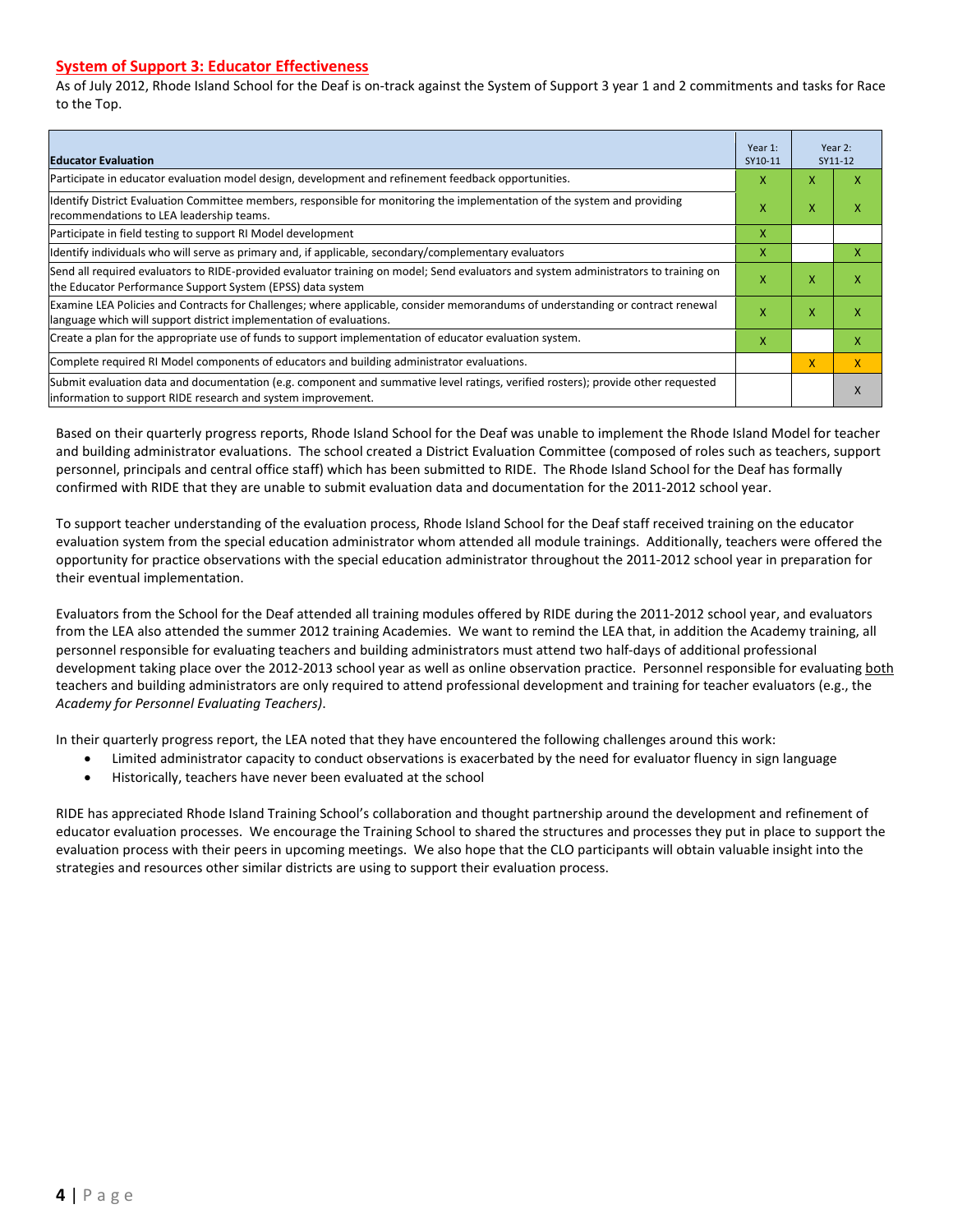## System of Support 3: Educator Effectiveness

As of July 2012, Rhode Island School for the Deaf is on-track against the System of Support 3 year 1 and 2 commitments and tasks for Race to the Top.

| Educator Evaluation | Year 1: SY10-11 | Year 2: SY11-12 | |
|---|---|---|---|
| Participate in educator evaluation model design, development and refinement feedback opportunities. | X | X | X |
| Identify District Evaluation Committee members, responsible for monitoring the implementation of the system and providing recommendations to LEA leadership teams. | X | X | X |
| Participate in field testing to support RI Model development | X | | |
| Identify individuals who will serve as primary and, if applicable, secondary/complementary evaluators | X | | X |
| Send all required evaluators to RIDE-provided evaluator training on model; Send evaluators and system administrators to training on the Educator Performance Support System (EPSS) data system | X | X | X |
| Examine LEA Policies and Contracts for Challenges; where applicable, consider memorandums of understanding or contract renewal language which will support district implementation of evaluations. | X | X | X |
| Create a plan for the appropriate use of funds to support implementation of educator evaluation system. | X | | X |
| Complete required RI Model components of educators and building administrator evaluations. | | X | X |
| Submit evaluation data and documentation (e.g. component and summative level ratings, verified rosters); provide other requested information to support RIDE research and system improvement. | | | X |

Based on their quarterly progress reports, Rhode Island School for the Deaf was unable to implement the Rhode Island Model for teacher and building administrator evaluations. The school created a District Evaluation Committee (composed of roles such as teachers, support personnel, principals and central office staff) which has been submitted to RIDE. The Rhode Island School for the Deaf has formally confirmed with RIDE that they are unable to submit evaluation data and documentation for the 2011-2012 school year.

To support teacher understanding of the evaluation process, Rhode Island School for the Deaf staff received training on the educator evaluation system from the special education administrator whom attended all module trainings. Additionally, teachers were offered the opportunity for practice observations with the special education administrator throughout the 2011-2012 school year in preparation for their eventual implementation.

Evaluators from the School for the Deaf attended all training modules offered by RIDE during the 2011-2012 school year, and evaluators from the LEA also attended the summer 2012 training Academies. We want to remind the LEA that, in addition the Academy training, all personnel responsible for evaluating teachers and building administrators must attend two half-days of additional professional development taking place over the 2012-2013 school year as well as online observation practice. Personnel responsible for evaluating both teachers and building administrators are only required to attend professional development and training for teacher evaluators (e.g., the *Academy for Personnel Evaluating Teachers)*.

In their quarterly progress report, the LEA noted that they have encountered the following challenges around this work:

- Limited administrator capacity to conduct observations is exacerbated by the need for evaluator fluency in sign language
- Historically, teachers have never been evaluated at the school

RIDE has appreciated Rhode Island Training School's collaboration and thought partnership around the development and refinement of educator evaluation processes. We encourage the Training School to shared the structures and processes they put in place to support the evaluation process with their peers in upcoming meetings. We also hope that the CLO participants will obtain valuable insight into the strategies and resources other similar districts are using to support their evaluation process.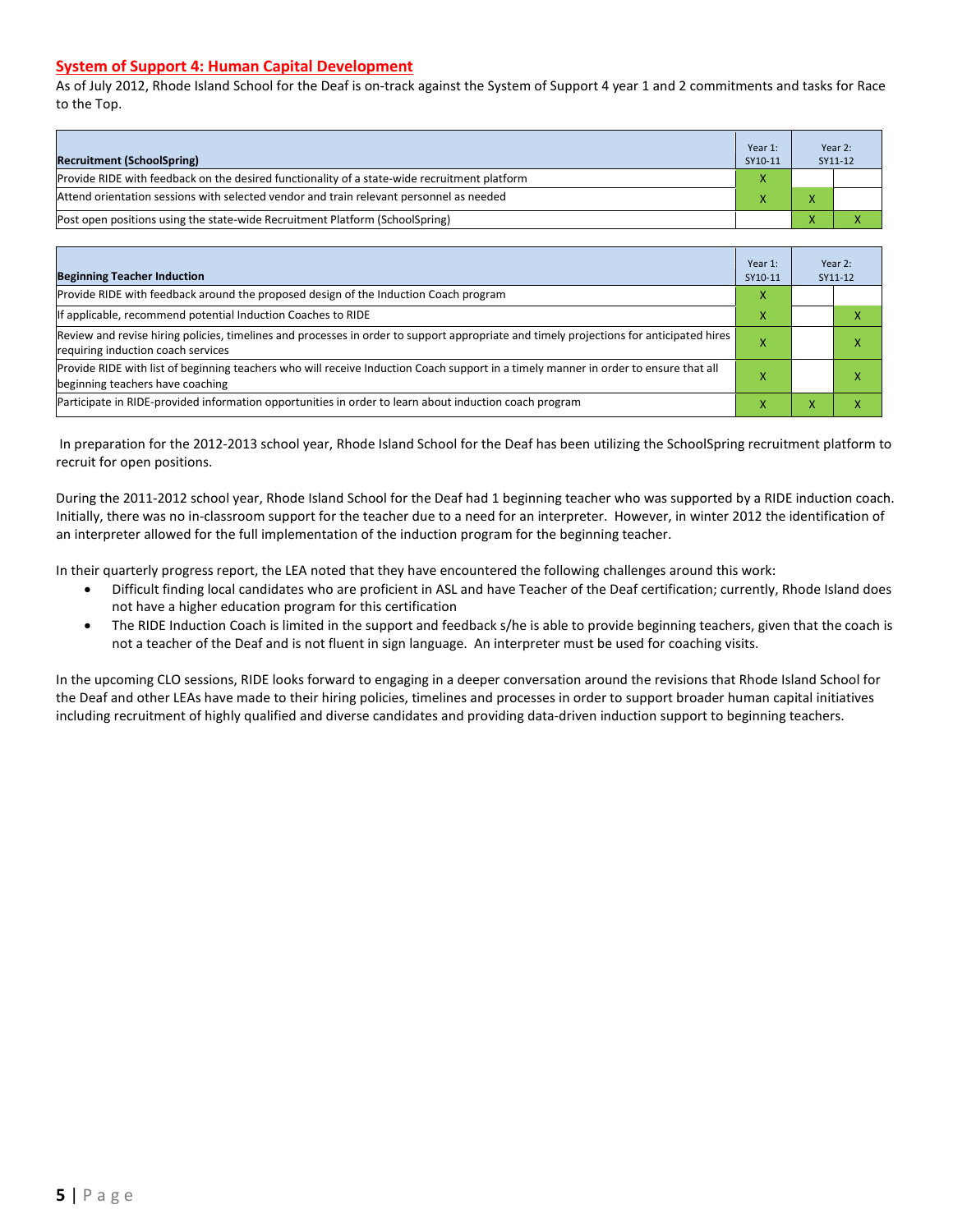## System of Support 4: Human Capital Development

As of July 2012, Rhode Island School for the Deaf is on-track against the System of Support 4 year 1 and 2 commitments and tasks for Race to the Top.

| Recruitment (SchoolSpring) | Year 1: SY10-11 | Year 2: SY11-12 | |
|---|---|---|---|
| Provide RIDE with feedback on the desired functionality of a state-wide recruitment platform | X | | |
| Attend orientation sessions with selected vendor and train relevant personnel as needed | X | X | |
| Post open positions using the state-wide Recruitment Platform (SchoolSpring) | | X | X |

| Beginning Teacher Induction | Year 1: SY10-11 | Year 2: SY11-12 | |
|---|---|---|---|
| Provide RIDE with feedback around the proposed design of the Induction Coach program | X | | |
| If applicable, recommend potential Induction Coaches to RIDE | X | | X |
| Review and revise hiring policies, timelines and processes in order to support appropriate and timely projections for anticipated hires requiring induction coach services | X | | X |
| Provide RIDE with list of beginning teachers who will receive Induction Coach support in a timely manner in order to ensure that all beginning teachers have coaching | X | | X |
| Participate in RIDE-provided information opportunities in order to learn about induction coach program | X | X | X |

In preparation for the 2012-2013 school year, Rhode Island School for the Deaf has been utilizing the SchoolSpring recruitment platform to recruit for open positions.

During the 2011-2012 school year, Rhode Island School for the Deaf had 1 beginning teacher who was supported by a RIDE induction coach. Initially, there was no in-classroom support for the teacher due to a need for an interpreter. However, in winter 2012 the identification of an interpreter allowed for the full implementation of the induction program for the beginning teacher.

In their quarterly progress report, the LEA noted that they have encountered the following challenges around this work:

- Difficult finding local candidates who are proficient in ASL and have Teacher of the Deaf certification; currently, Rhode Island does not have a higher education program for this certification
- The RIDE Induction Coach is limited in the support and feedback s/he is able to provide beginning teachers, given that the coach is not a teacher of the Deaf and is not fluent in sign language. An interpreter must be used for coaching visits.

In the upcoming CLO sessions, RIDE looks forward to engaging in a deeper conversation around the revisions that Rhode Island School for the Deaf and other LEAs have made to their hiring policies, timelines and processes in order to support broader human capital initiatives including recruitment of highly qualified and diverse candidates and providing data-driven induction support to beginning teachers.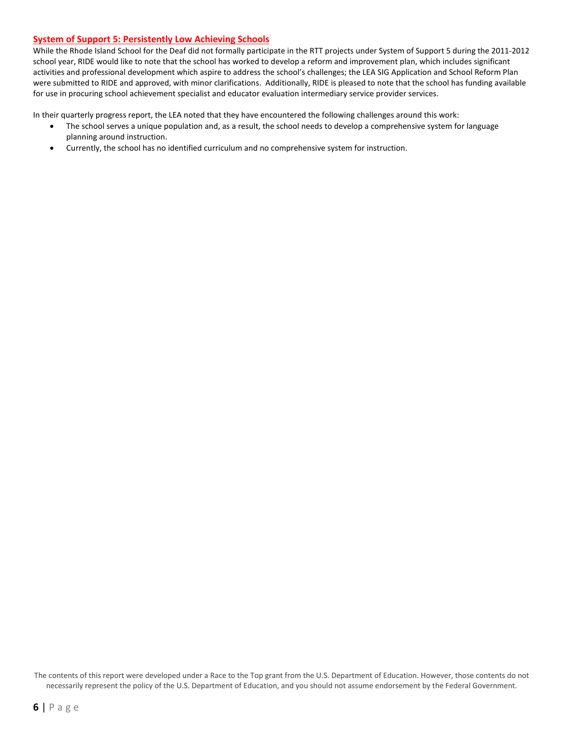## System of Support 5: Persistently Low Achieving Schools

While the Rhode Island School for the Deaf did not formally participate in the RTT projects under System of Support 5 during the 2011-2012 school year, RIDE would like to note that the school has worked to develop a reform and improvement plan, which includes significant activities and professional development which aspire to address the school's challenges; the LEA SIG Application and School Reform Plan were submitted to RIDE and approved, with minor clarifications. Additionally, RIDE is pleased to note that the school has funding available for use in procuring school achievement specialist and educator evaluation intermediary service provider services.

In their quarterly progress report, the LEA noted that they have encountered the following challenges around this work:

- The school serves a unique population and, as a result, the school needs to develop a comprehensive system for language planning around instruction.
- Currently, the school has no identified curriculum and no comprehensive system for instruction.

The contents of this report were developed under a Race to the Top grant from the U.S. Department of Education. However, those contents do not necessarily represent the policy of the U.S. Department of Education, and you should not assume endorsement by the Federal Government.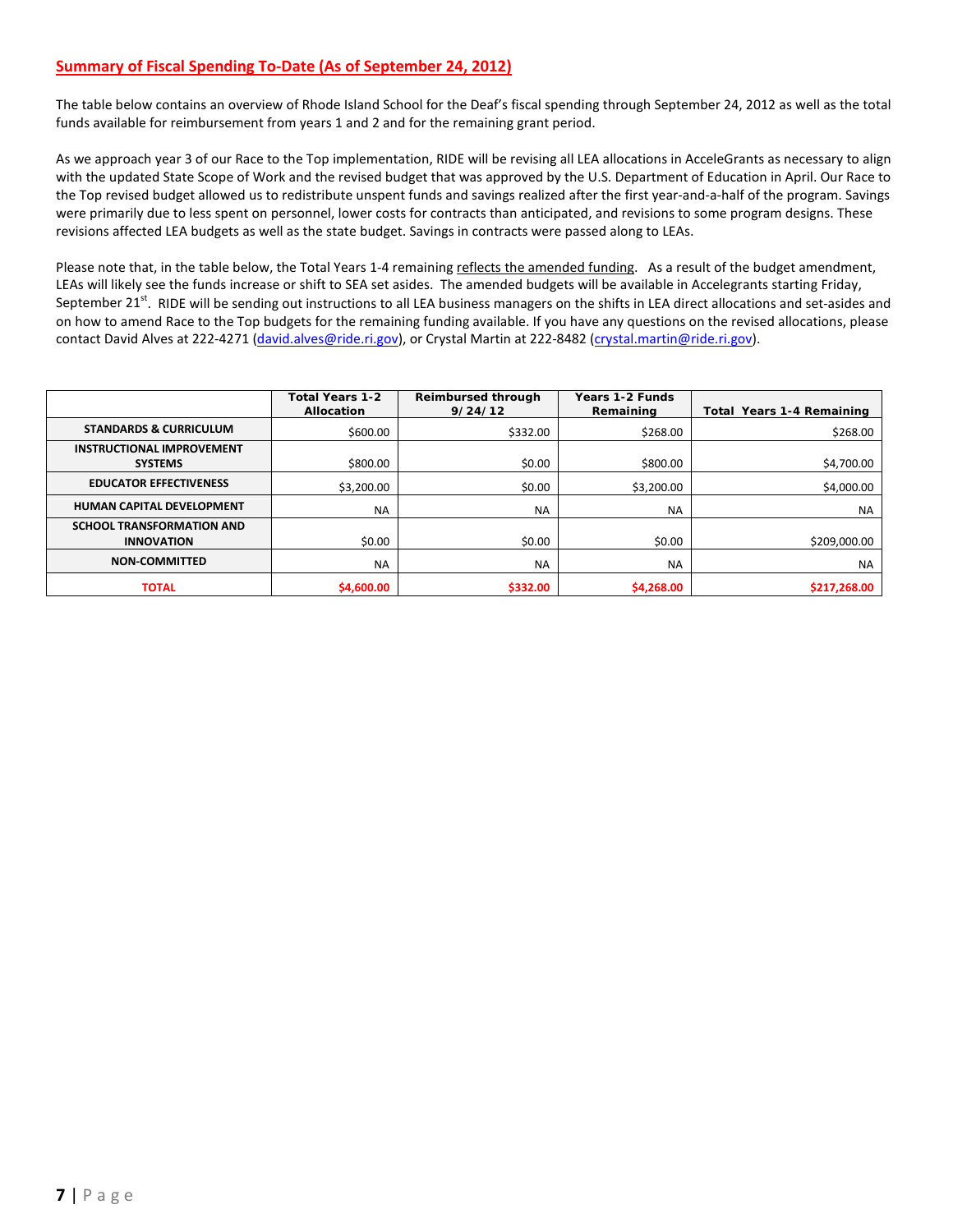## Summary of Fiscal Spending To-Date (As of September 24, 2012)

The table below contains an overview of Rhode Island School for the Deaf's fiscal spending through September 24, 2012 as well as the total funds available for reimbursement from years 1 and 2 and for the remaining grant period.

As we approach year 3 of our Race to the Top implementation, RIDE will be revising all LEA allocations in AcceleGrants as necessary to align with the updated State Scope of Work and the revised budget that was approved by the U.S. Department of Education in April. Our Race to the Top revised budget allowed us to redistribute unspent funds and savings realized after the first year-and-a-half of the program. Savings were primarily due to less spent on personnel, lower costs for contracts than anticipated, and revisions to some program designs. These revisions affected LEA budgets as well as the state budget. Savings in contracts were passed along to LEAs.

Please note that, in the table below, the Total Years 1-4 remaining reflects the amended funding. As a result of the budget amendment, LEAs will likely see the funds increase or shift to SEA set asides. The amended budgets will be available in Accelegrants starting Friday, September 21st. RIDE will be sending out instructions to all LEA business managers on the shifts in LEA direct allocations and set-asides and on how to amend Race to the Top budgets for the remaining funding available. If you have any questions on the revised allocations, please contact David Alves at 222-4271 (david.alves@ride.ri.gov), or Crystal Martin at 222-8482 (crystal.martin@ride.ri.gov).

| | Total Years 1-2 Allocation | Reimbursed through 9/24/12 | Years 1-2 Funds Remaining | Total Years 1-4 Remaining |
|---|---|---|---|---|
| **STANDARDS & CURRICULUM** | $600.00 | $332.00 | $268.00 | $268.00 |
| **INSTRUCTIONAL IMPROVEMENT SYSTEMS** | $800.00 | $0.00 | $800.00 | $4,700.00 |
| **EDUCATOR EFFECTIVENESS** | $3,200.00 | $0.00 | $3,200.00 | $4,000.00 |
| **HUMAN CAPITAL DEVELOPMENT** | NA | NA | NA | NA |
| **SCHOOL TRANSFORMATION AND INNOVATION** | $0.00 | $0.00 | $0.00 | $209,000.00 |
| **NON-COMMITTED** | NA | NA | NA | NA |
| **TOTAL** | **$4,600.00** | **$332.00** | **$4,268.00** | **$217,268.00** |